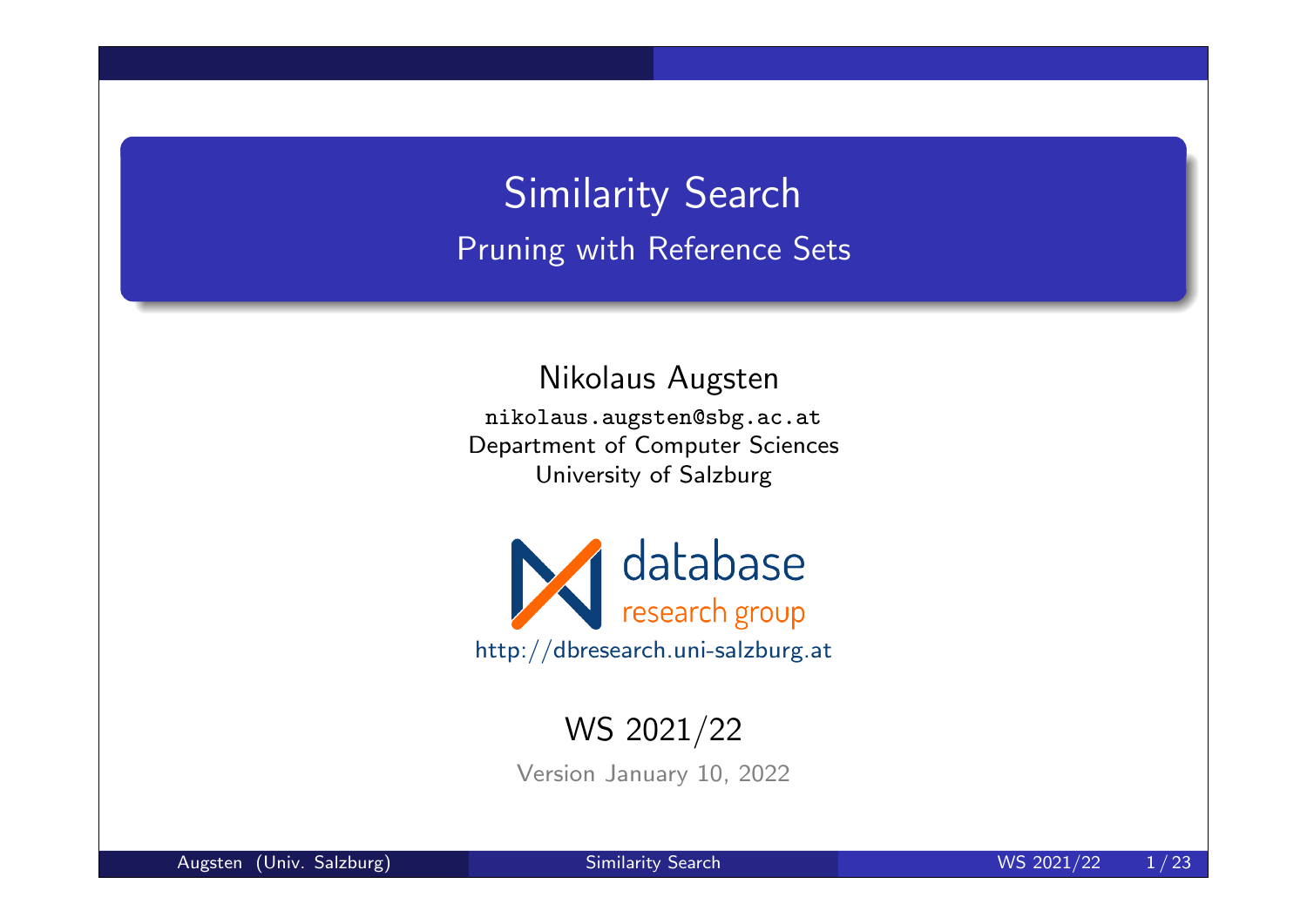# Similarity Search

## Pruning with Reference Sets

Nikolaus Augsten

nikolaus.augsten@sbg.ac.at
Department of Computer Sciences
University of Salzburg

database research group

http://dbresearch.uni-salzburg.at

WS 2021/22

Version January 10, 2022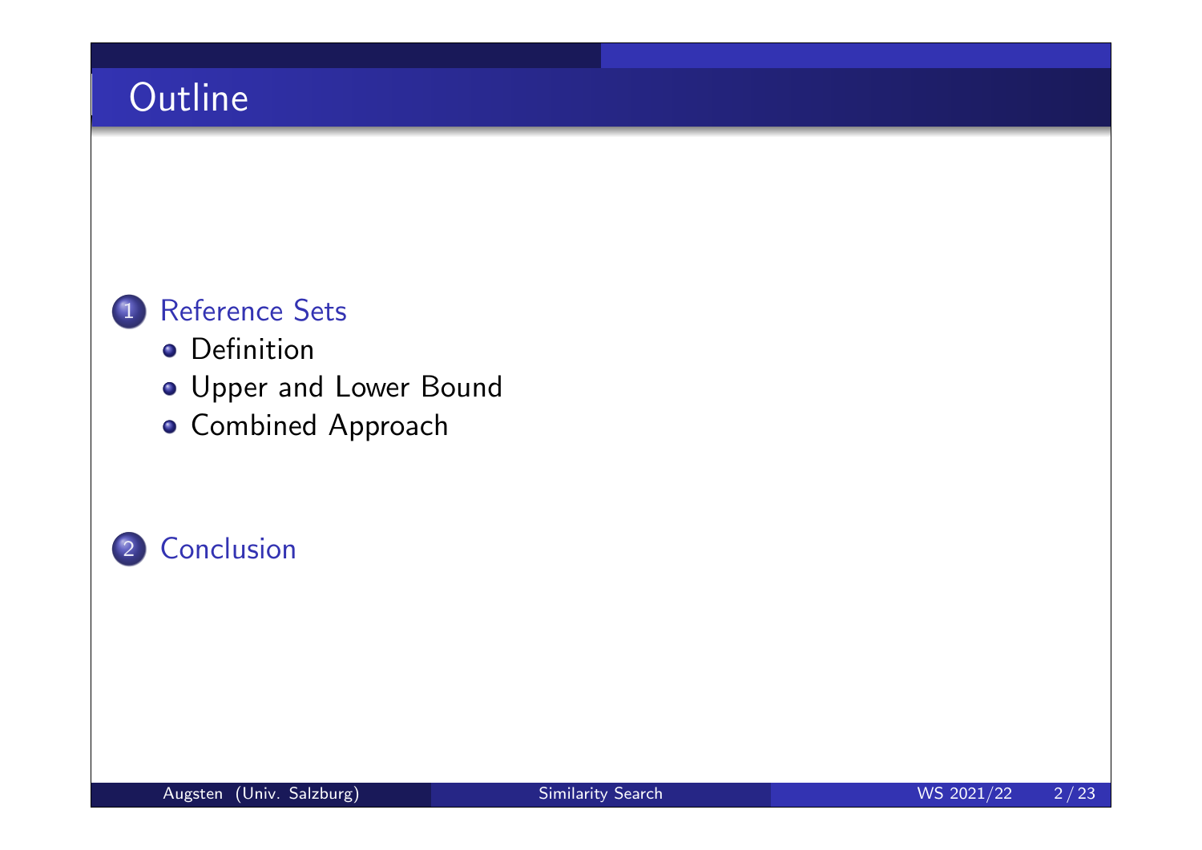# Outline

1. Reference Sets
   - Definition
   - Upper and Lower Bound
   - Combined Approach

2. Conclusion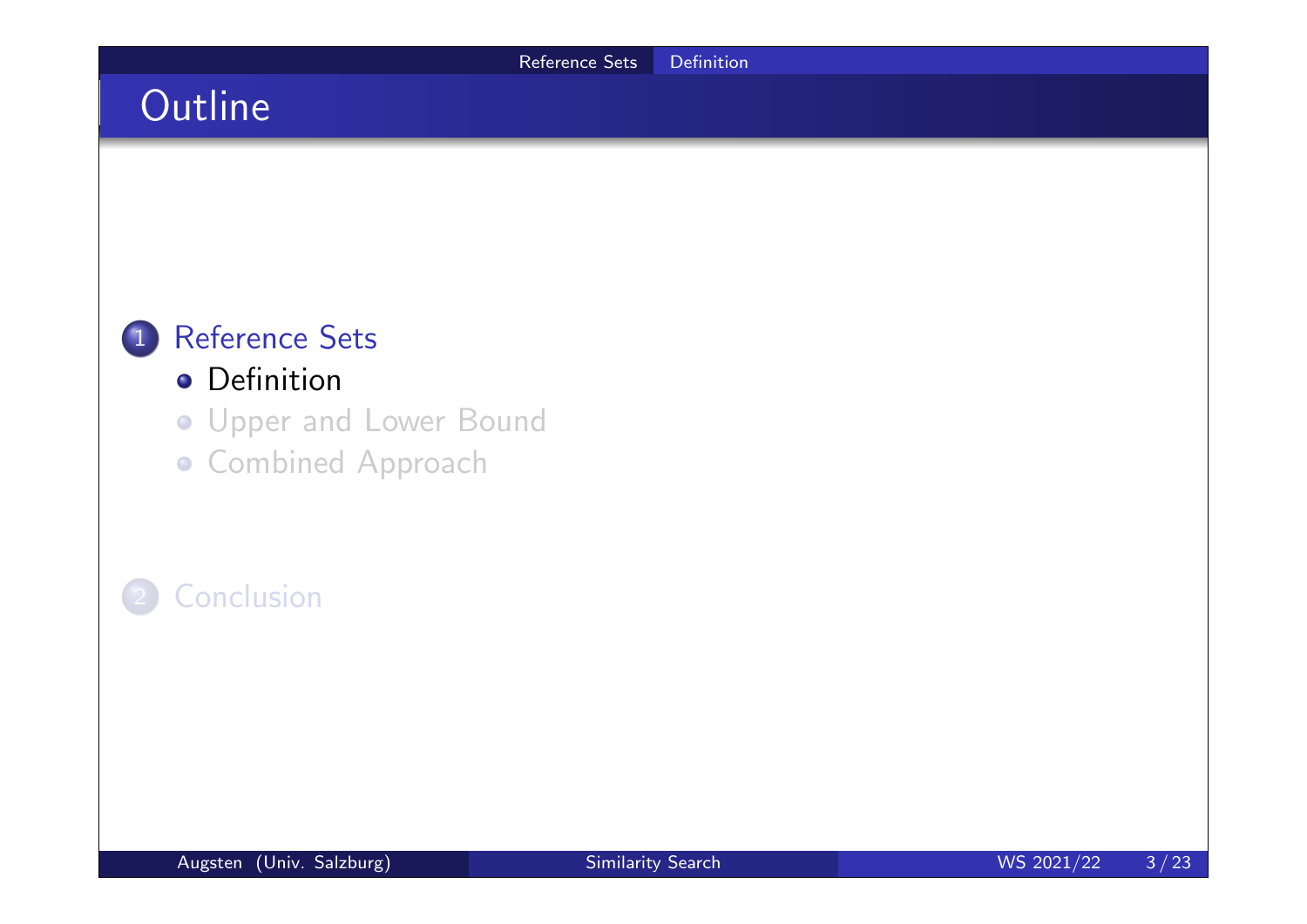# Outline

1. Reference Sets
   - Definition
   - Upper and Lower Bound
   - Combined Approach

2. Conclusion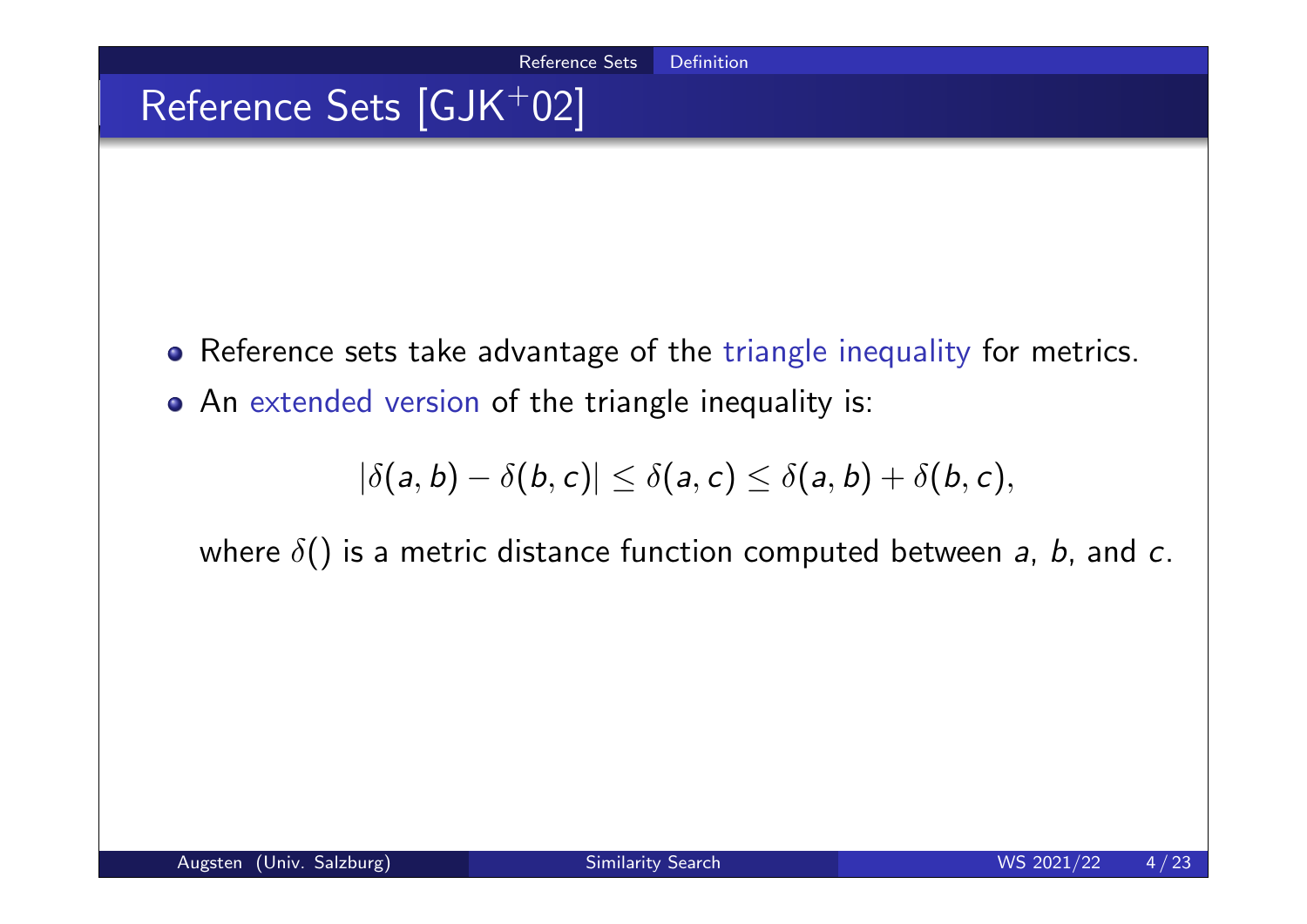# Reference Sets [GJK$^+$02]

- Reference sets take advantage of the triangle inequality for metrics.
- An extended version of the triangle inequality is:

$$|\delta(a, b) - \delta(b, c)| \leq \delta(a, c) \leq \delta(a, b) + \delta(b, c),$$

  where $\delta()$ is a metric distance function computed between $a$, $b$, and $c$.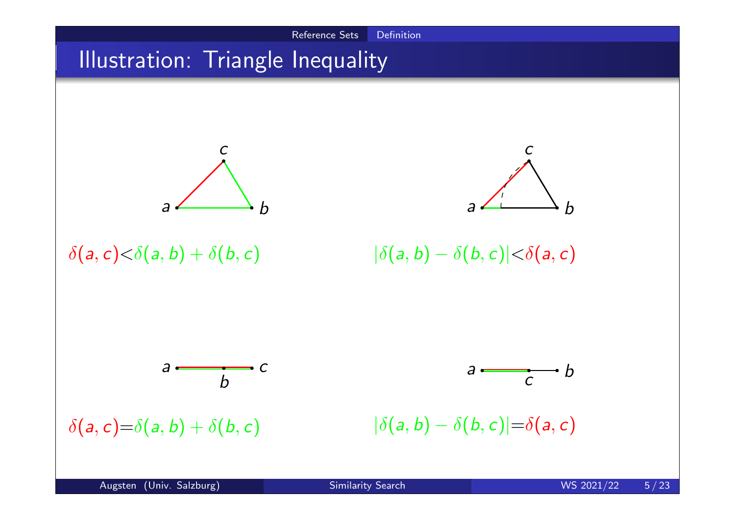# Illustration: Triangle Inequality

$\delta(a, c) < \delta(a, b) + \delta(b, c)$

$|\delta(a, b) - \delta(b, c)| < \delta(a, c)$

$\delta(a, c) = \delta(a, b) + \delta(b, c)$

$|\delta(a, b) - \delta(b, c)| = \delta(a, c)$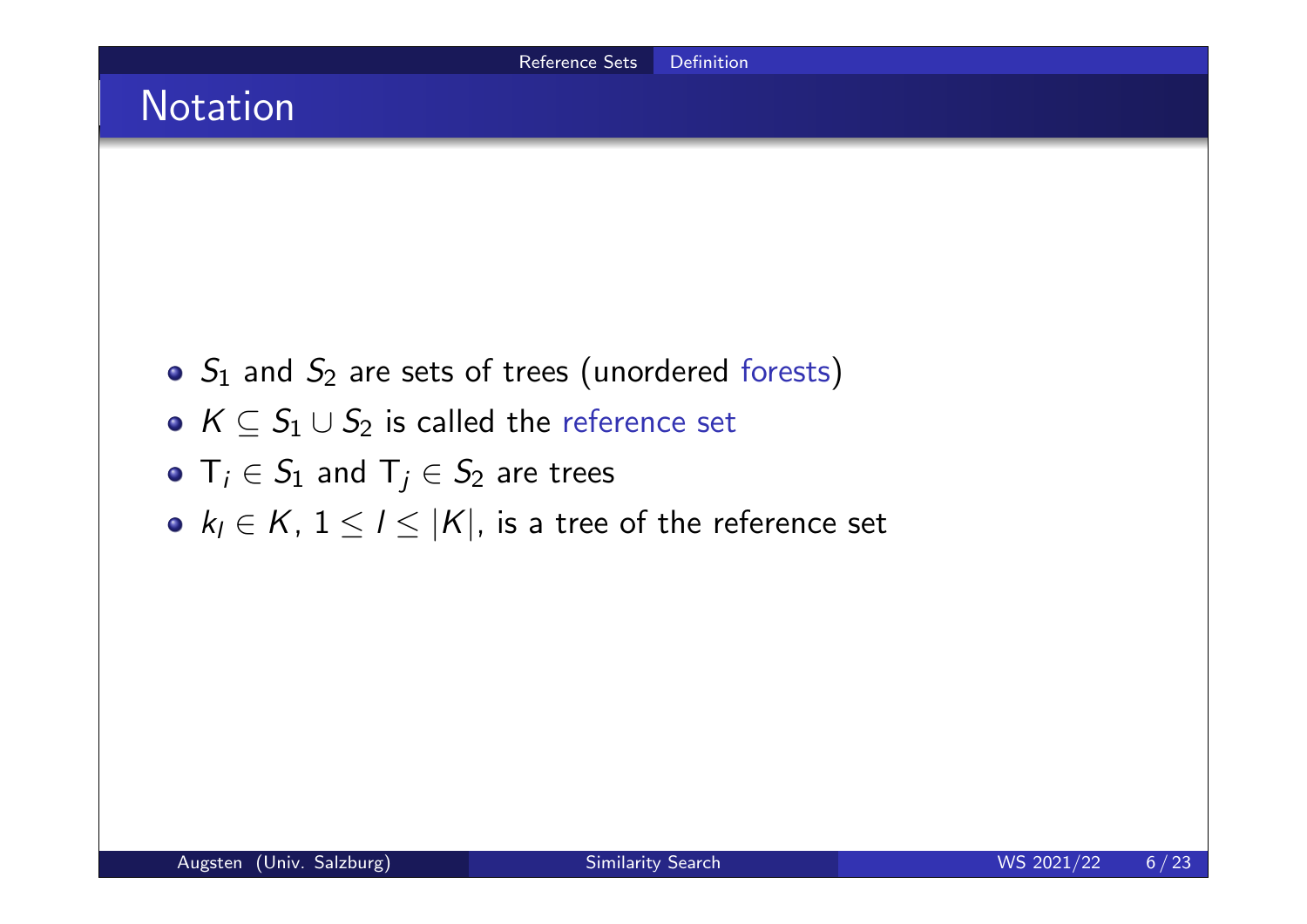# Notation

- $S_1$ and $S_2$ are sets of trees (unordered forests)
- $K \subseteq S_1 \cup S_2$ is called the reference set
- $\mathsf{T}_i \in S_1$ and $\mathsf{T}_j \in S_2$ are trees
- $k_l \in K$, $1 \leq l \leq |K|$, is a tree of the reference set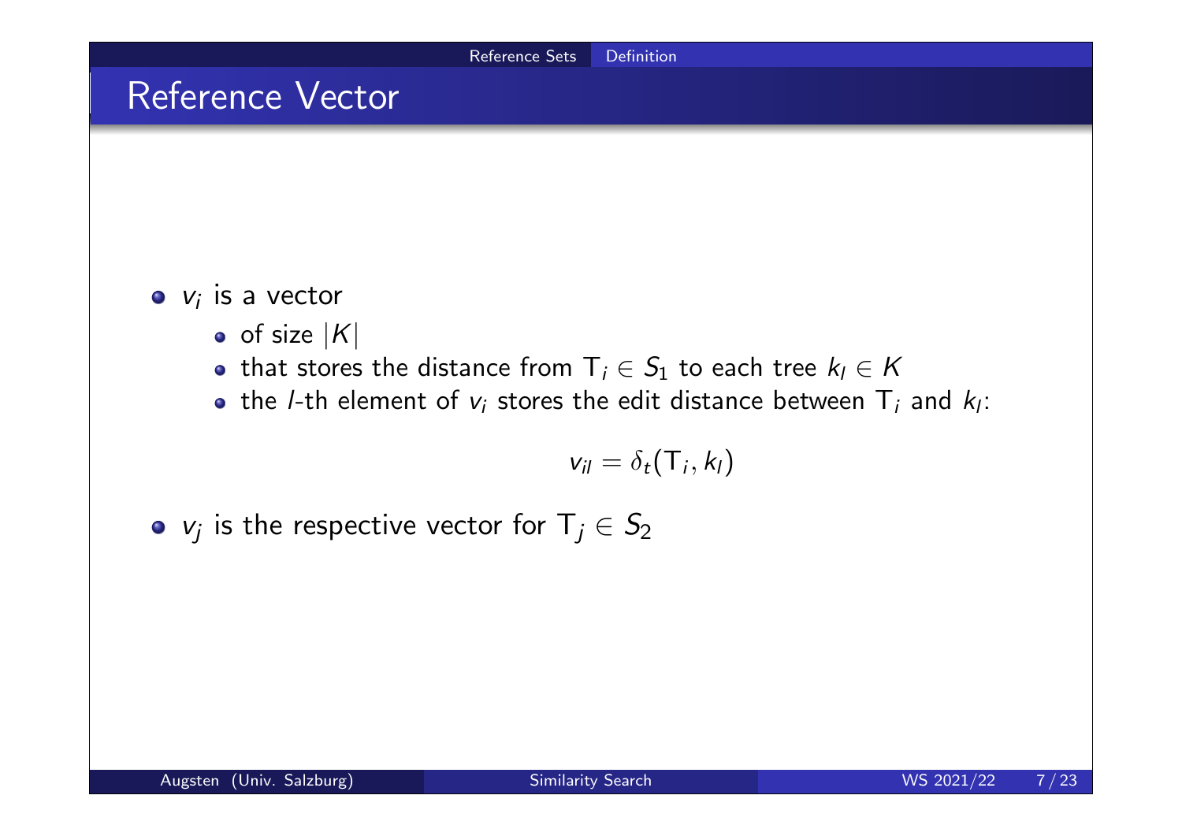# Reference Vector

- $v_i$ is a vector
  - of size $|K|$
  - that stores the distance from $\mathsf{T}_i \in S_1$ to each tree $k_l \in K$
  - the $l$-th element of $v_i$ stores the edit distance between $\mathsf{T}_i$ and $k_l$:

$$v_{il} = \delta_t(\mathsf{T}_i, k_l)$$

- $v_j$ is the respective vector for $\mathsf{T}_j \in S_2$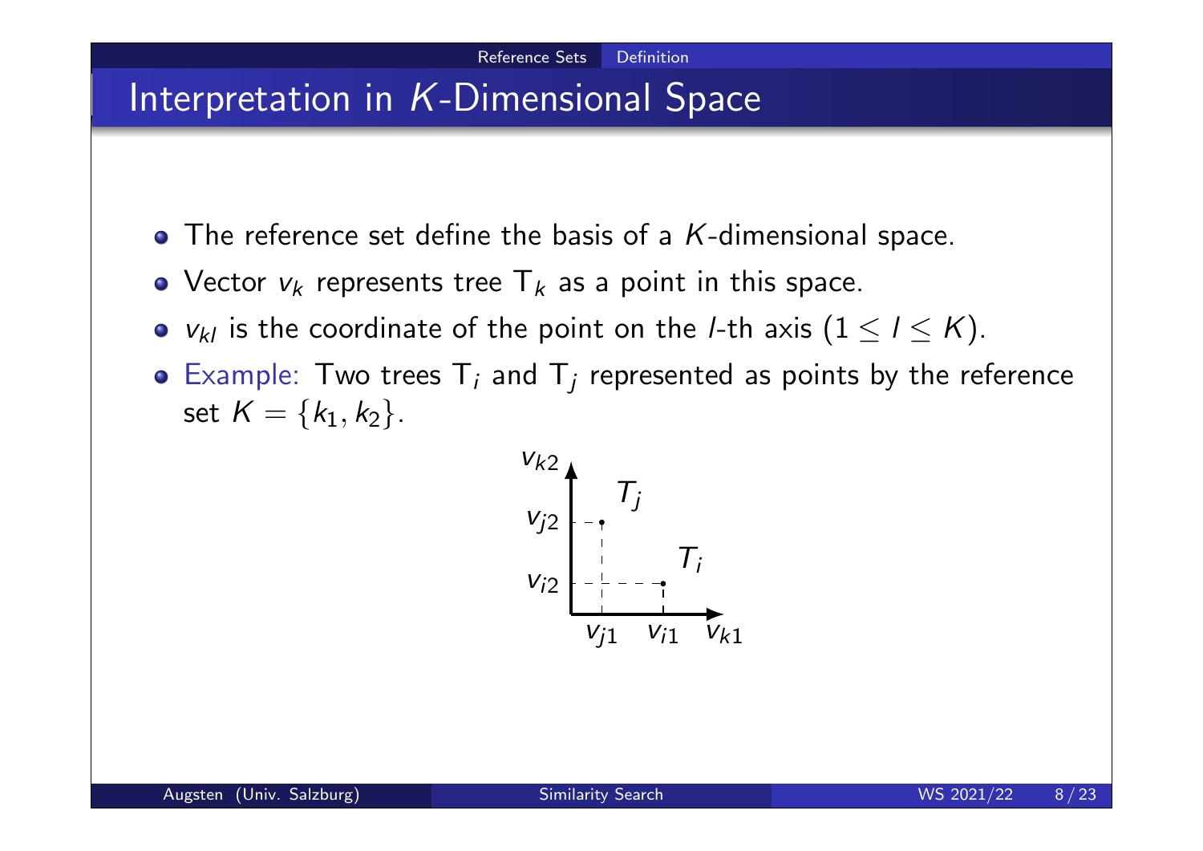# Interpretation in $K$-Dimensional Space

- The reference set define the basis of a $K$-dimensional space.
- Vector $v_k$ represents tree $\mathsf{T}_k$ as a point in this space.
- $v_{kl}$ is the coordinate of the point on the $l$-th axis ($1 \leq l \leq K$).
- Example: Two trees $\mathsf{T}_i$ and $\mathsf{T}_j$ represented as points by the reference set $K = \{k_1, k_2\}$.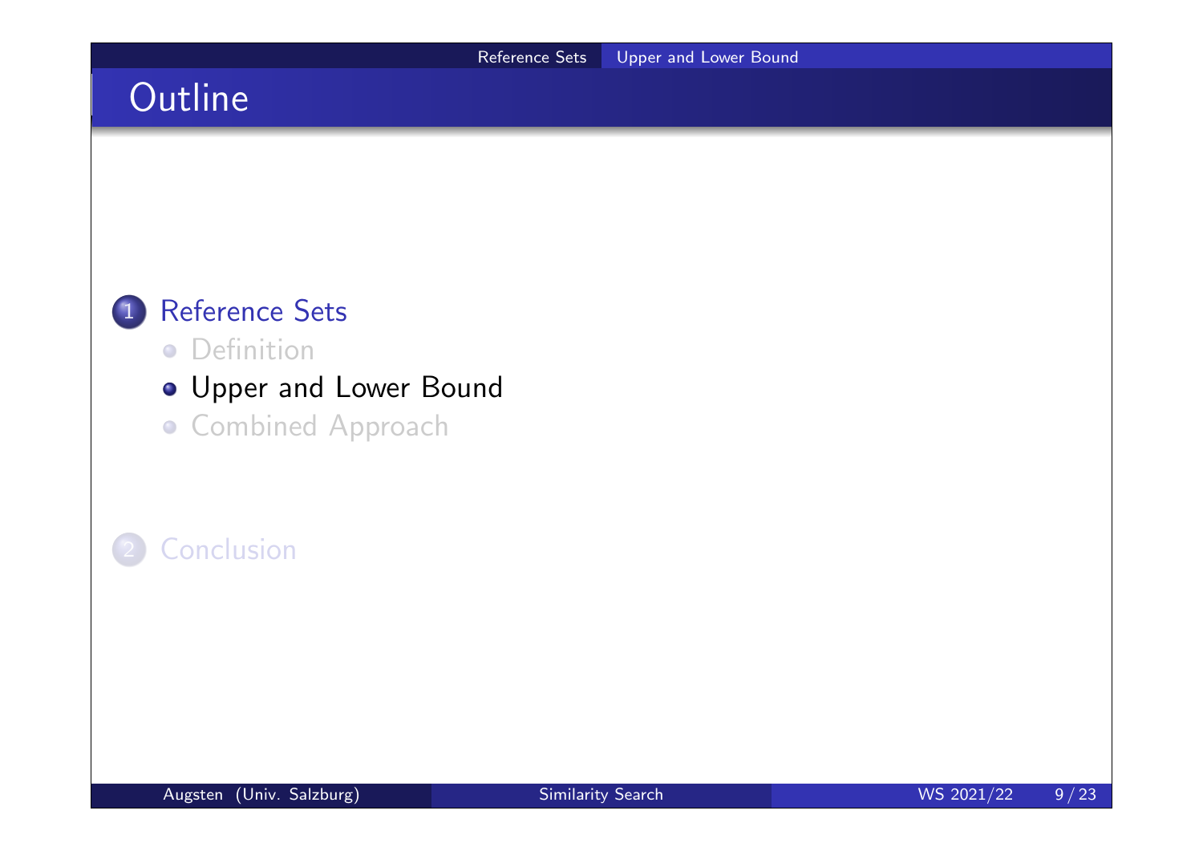# Outline

1. Reference Sets
   - Definition
   - Upper and Lower Bound
   - Combined Approach

2. Conclusion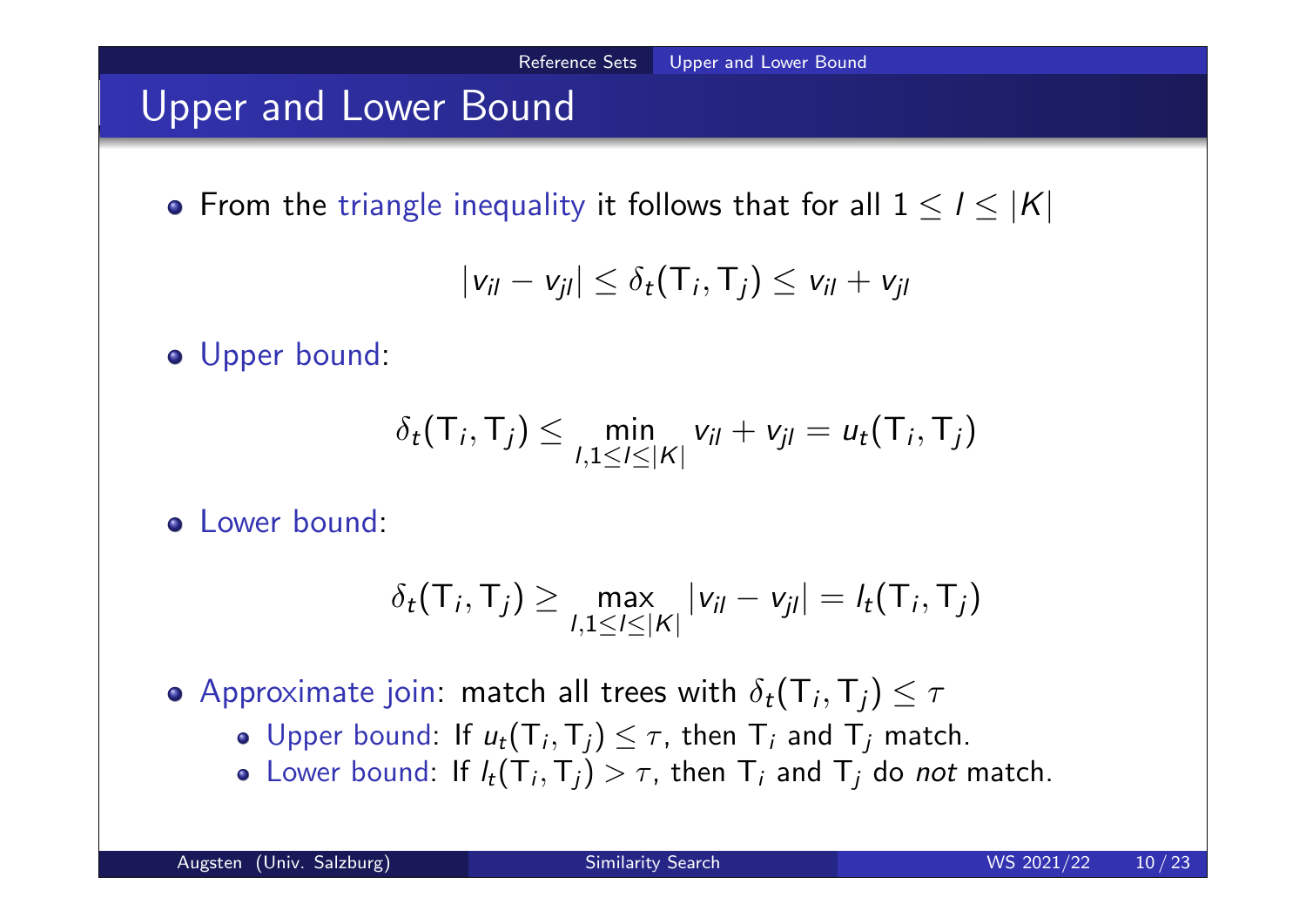# Upper and Lower Bound

- From the triangle inequality it follows that for all $1 \leq l \leq |K|$

$$|v_{il} - v_{jl}| \leq \delta_t(\mathsf{T}_i, \mathsf{T}_j) \leq v_{il} + v_{jl}$$

- Upper bound:

$$\delta_t(\mathsf{T}_i, \mathsf{T}_j) \leq \min_{l, 1 \leq l \leq |K|} v_{il} + v_{jl} = u_t(\mathsf{T}_i, \mathsf{T}_j)$$

- Lower bound:

$$\delta_t(\mathsf{T}_i, \mathsf{T}_j) \geq \max_{l, 1 \leq l \leq |K|} |v_{il} - v_{jl}| = l_t(\mathsf{T}_i, \mathsf{T}_j)$$

- Approximate join: match all trees with $\delta_t(\mathsf{T}_i, \mathsf{T}_j) \leq \tau$
  - Upper bound: If $u_t(\mathsf{T}_i, \mathsf{T}_j) \leq \tau$, then $\mathsf{T}_i$ and $\mathsf{T}_j$ match.
  - Lower bound: If $l_t(\mathsf{T}_i, \mathsf{T}_j) > \tau$, then $\mathsf{T}_i$ and $\mathsf{T}_j$ do *not* match.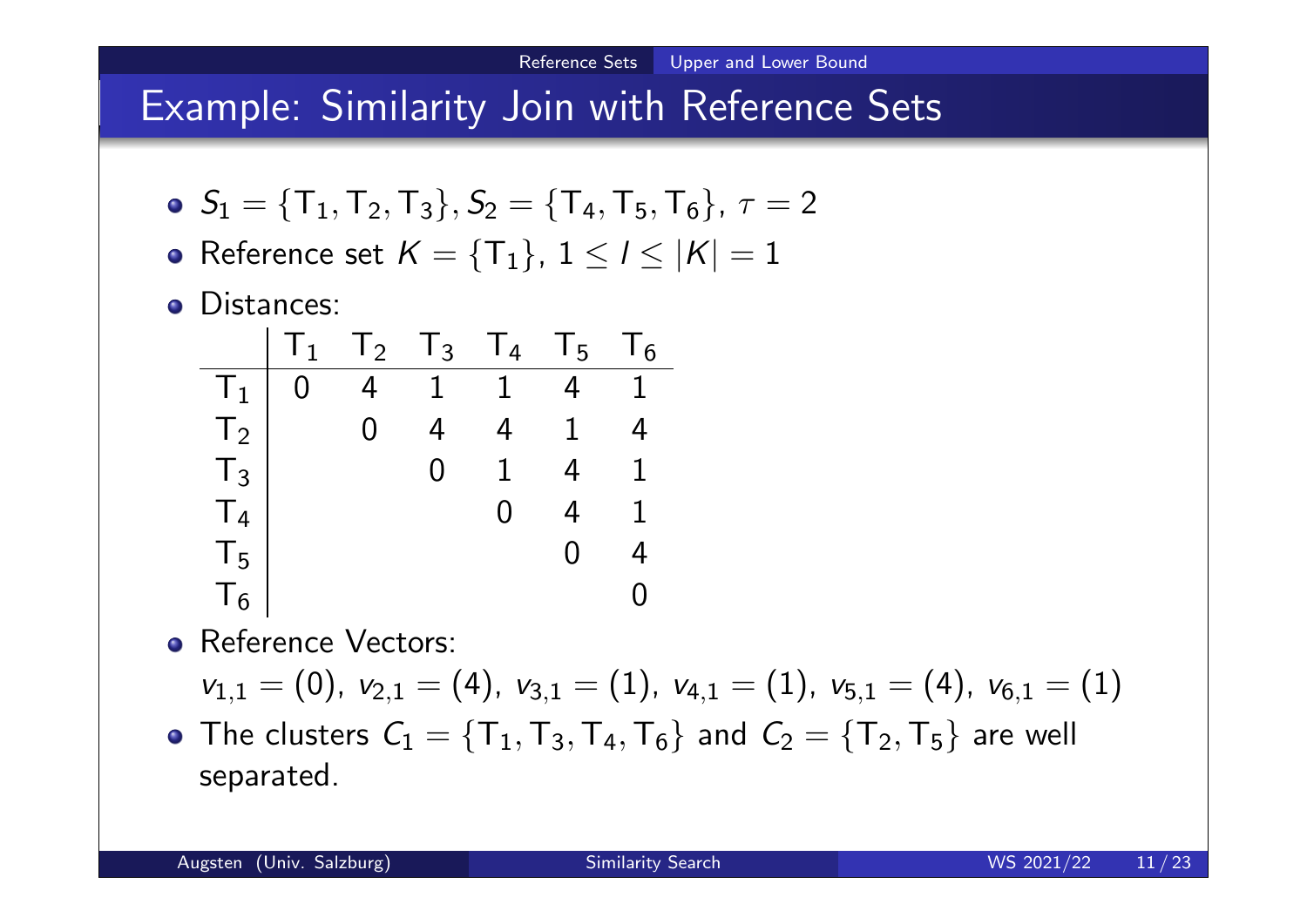# Example: Similarity Join with Reference Sets

- $S_1 = \{T_1, T_2, T_3\}, S_2 = \{T_4, T_5, T_6\}$, $\tau = 2$
- Reference set $K = \{T_1\}$, $1 \leq l \leq |K| = 1$
- Distances:

| | $T_1$ | $T_2$ | $T_3$ | $T_4$ | $T_5$ | $T_6$ |
|---|---|---|---|---|---|---|
| $T_1$ | 0 | 4 | 1 | 1 | 4 | 1 |
| $T_2$ | | 0 | 4 | 4 | 1 | 4 |
| $T_3$ | | | 0 | 1 | 4 | 1 |
| $T_4$ | | | | 0 | 4 | 1 |
| $T_5$ | | | | | 0 | 4 |
| $T_6$ | | | | | | 0 |

- Reference Vectors:
  $v_{1,1} = (0)$, $v_{2,1} = (4)$, $v_{3,1} = (1)$, $v_{4,1} = (1)$, $v_{5,1} = (4)$, $v_{6,1} = (1)$
- The clusters $C_1 = \{T_1, T_3, T_4, T_6\}$ and $C_2 = \{T_2, T_5\}$ are well separated.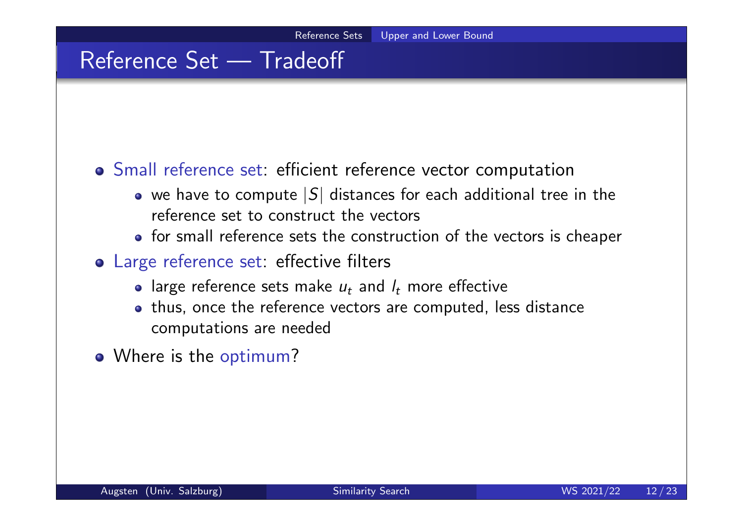# Reference Set — Tradeoff

- Small reference set: efficient reference vector computation
  - we have to compute $|S|$ distances for each additional tree in the reference set to construct the vectors
  - for small reference sets the construction of the vectors is cheaper
- Large reference set: effective filters
  - large reference sets make $u_t$ and $l_t$ more effective
  - thus, once the reference vectors are computed, less distance computations are needed
- Where is the optimum?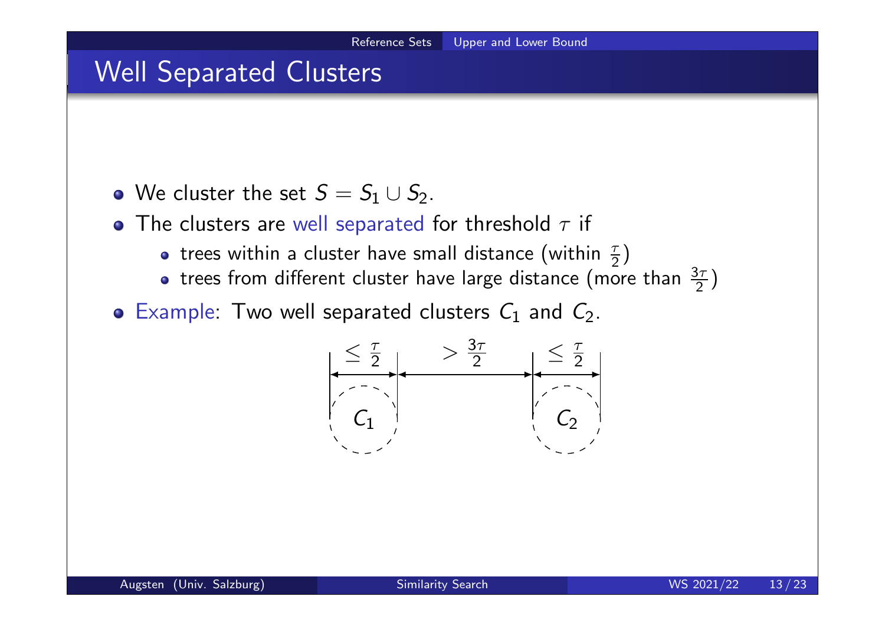# Well Separated Clusters

- We cluster the set $S = S_1 \cup S_2$.
- The clusters are well separated for threshold $\tau$ if
  - trees within a cluster have small distance (within $\frac{\tau}{2}$)
  - trees from different cluster have large distance (more than $\frac{3\tau}{2}$)
- Example: Two well separated clusters $C_1$ and $C_2$.

$\leq \frac{\tau}{2}$ $\quad > \frac{3\tau}{2}$ $\quad \leq \frac{\tau}{2}$

$C_1$ $\quad C_2$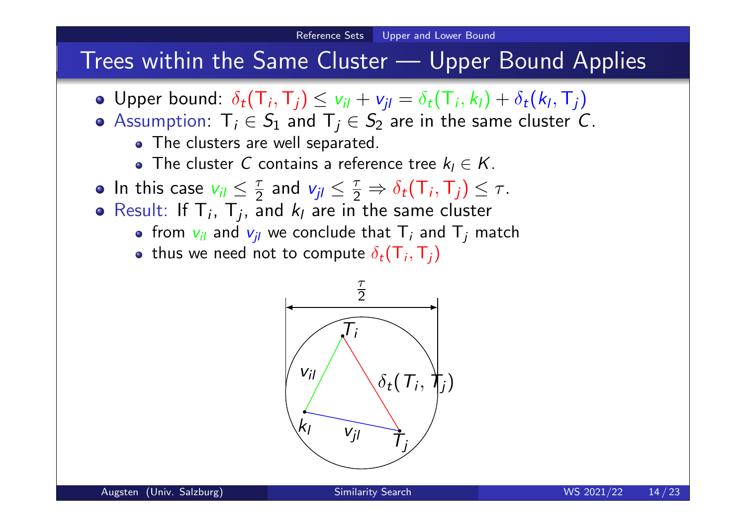# Trees within the Same Cluster — Upper Bound Applies

- Upper bound: $\delta_t(\mathsf{T}_i, \mathsf{T}_j) \leq v_{il} + v_{jl} = \delta_t(\mathsf{T}_i, k_l) + \delta_t(k_l, \mathsf{T}_j)$
- Assumption: $\mathsf{T}_i \in S_1$ and $\mathsf{T}_j \in S_2$ are in the same cluster $C$.
  - The clusters are well separated.
  - The cluster $C$ contains a reference tree $k_l \in K$.
- In this case $v_{il} \leq \frac{\tau}{2}$ and $v_{jl} \leq \frac{\tau}{2} \Rightarrow \delta_t(\mathsf{T}_i, \mathsf{T}_j) \leq \tau$.
- Result: If $\mathsf{T}_i$, $\mathsf{T}_j$, and $k_l$ are in the same cluster
  - from $v_{il}$ and $v_{jl}$ we conclude that $\mathsf{T}_i$ and $\mathsf{T}_j$ match
  - thus we need not to compute $\delta_t(\mathsf{T}_i, \mathsf{T}_j)$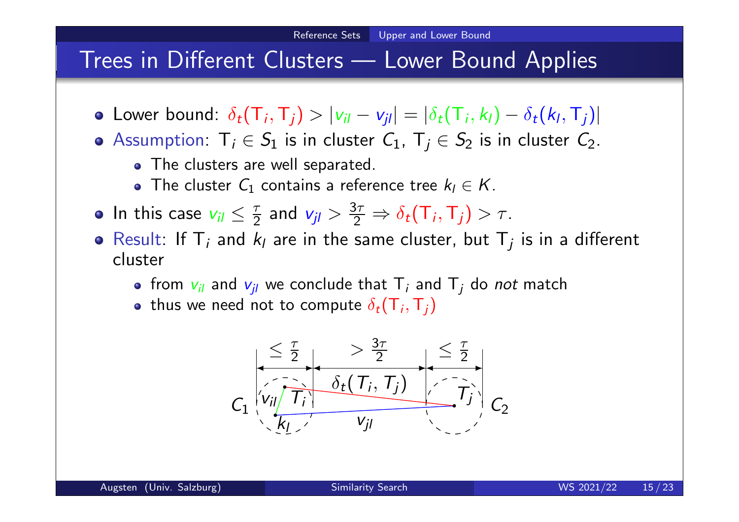# Trees in Different Clusters — Lower Bound Applies

- Lower bound: $\delta_t(\mathsf{T}_i, \mathsf{T}_j) > |v_{il} - v_{jl}| = |\delta_t(\mathsf{T}_i, k_l) - \delta_t(k_l, \mathsf{T}_j)|$
- Assumption: $\mathsf{T}_i \in S_1$ is in cluster $C_1$, $\mathsf{T}_j \in S_2$ is in cluster $C_2$.
  - The clusters are well separated.
  - The cluster $C_1$ contains a reference tree $k_l \in K$.
- In this case $v_{il} \leq \frac{\tau}{2}$ and $v_{jl} > \frac{3\tau}{2} \Rightarrow \delta_t(\mathsf{T}_i, \mathsf{T}_j) > \tau$.
- Result: If $\mathsf{T}_i$ and $k_l$ are in the same cluster, but $\mathsf{T}_j$ is in a different cluster
  - from $v_{il}$ and $v_{jl}$ we conclude that $\mathsf{T}_i$ and $\mathsf{T}_j$ do *not* match
  - thus we need not to compute $\delta_t(\mathsf{T}_i, \mathsf{T}_j)$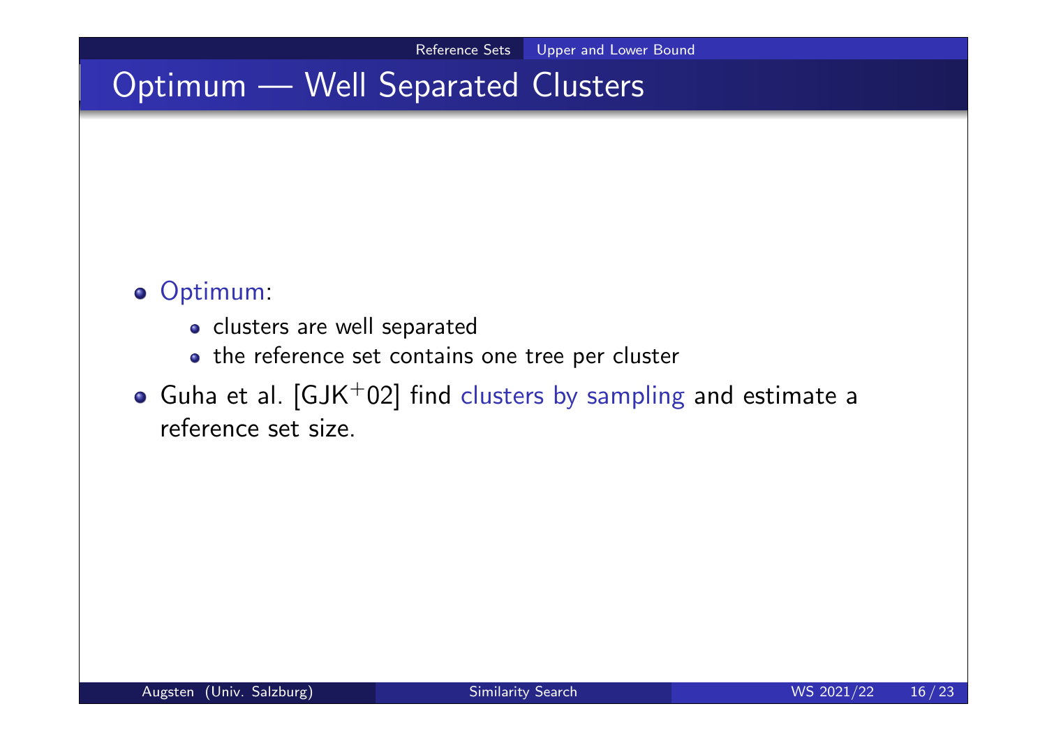# Optimum — Well Separated Clusters

- Optimum:
  - clusters are well separated
  - the reference set contains one tree per cluster
- Guha et al. [GJK$^+$02] find clusters by sampling and estimate a reference set size.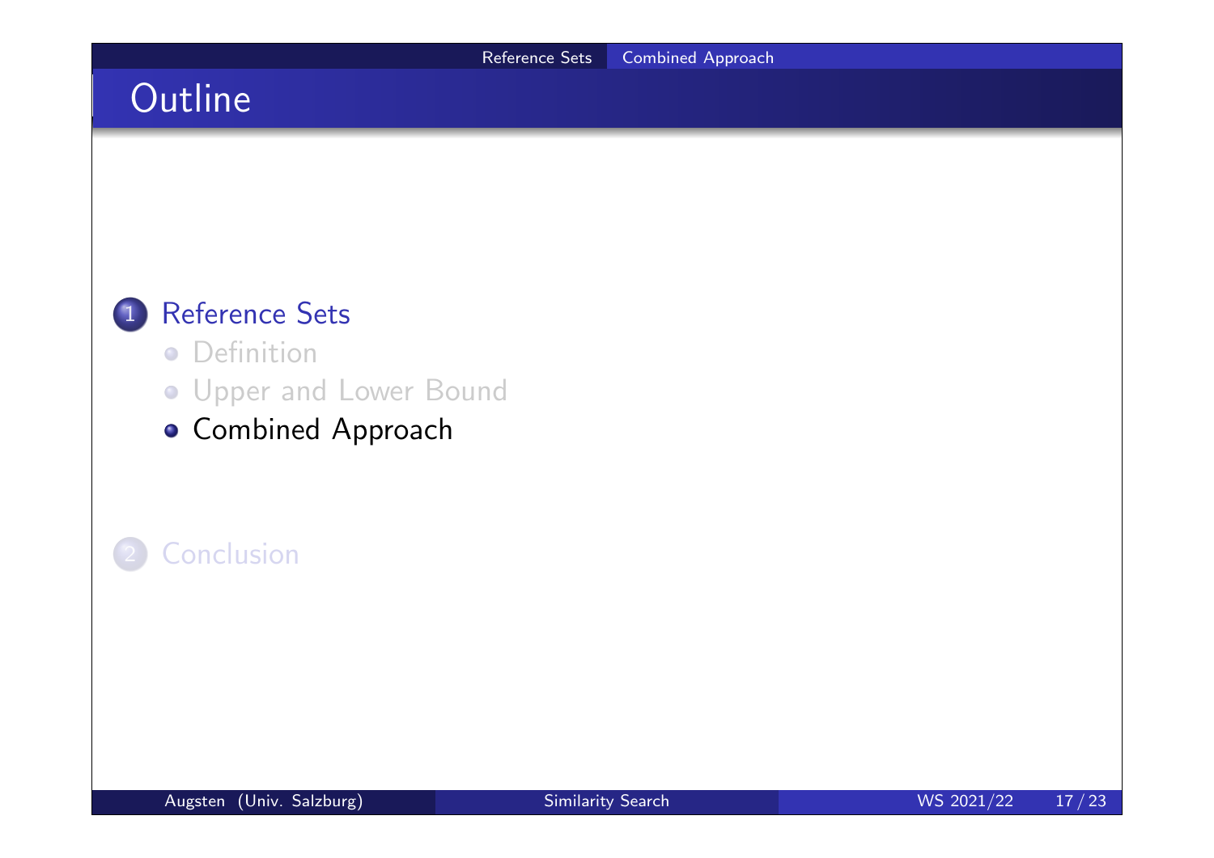# Outline

1. Reference Sets
   - Definition
   - Upper and Lower Bound
   - Combined Approach

2. Conclusion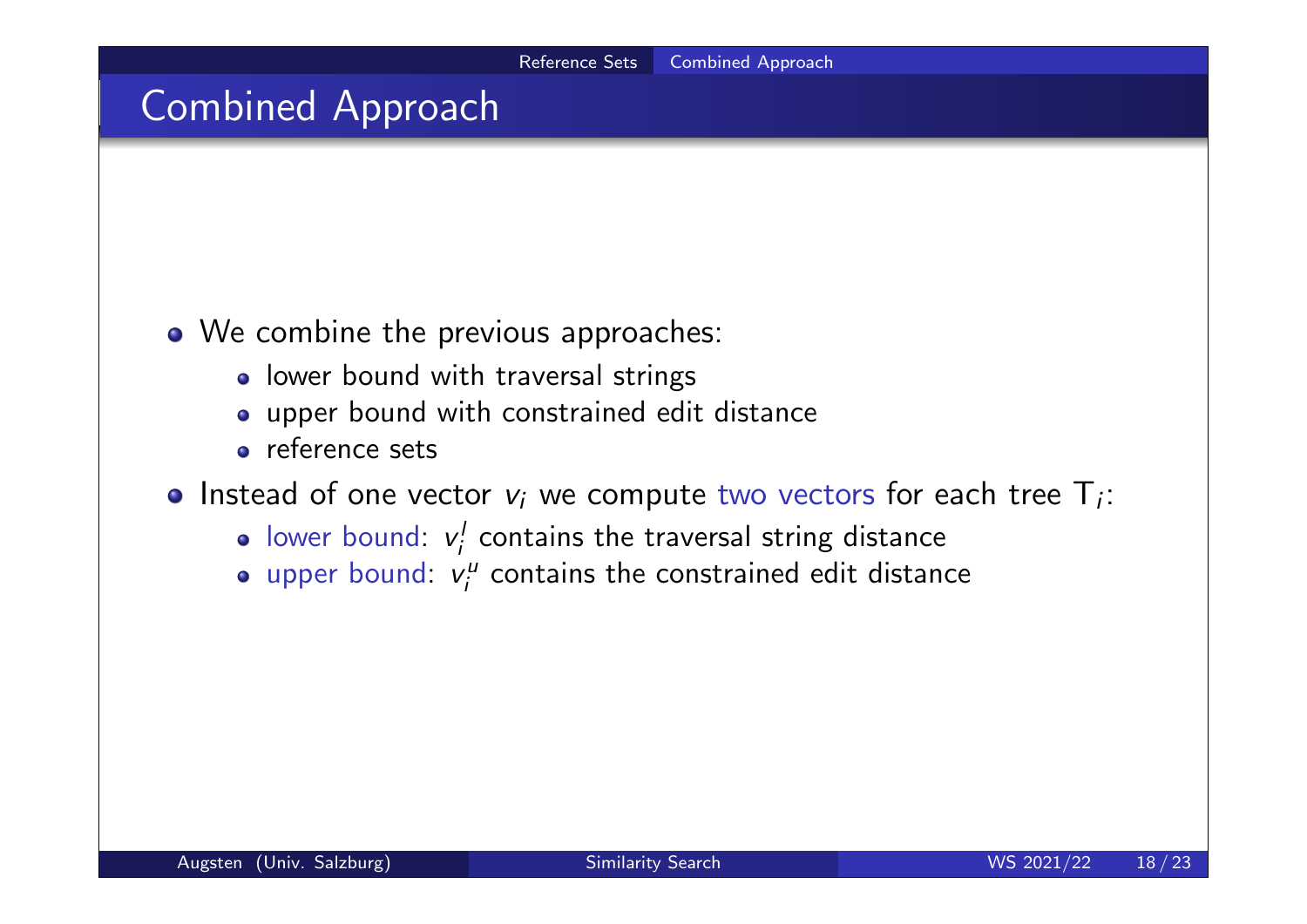# Combined Approach

- We combine the previous approaches:
  - lower bound with traversal strings
  - upper bound with constrained edit distance
  - reference sets
- Instead of one vector $v_i$ we compute two vectors for each tree $\mathrm{T}_i$:
  - lower bound: $v_i^l$ contains the traversal string distance
  - upper bound: $v_i^u$ contains the constrained edit distance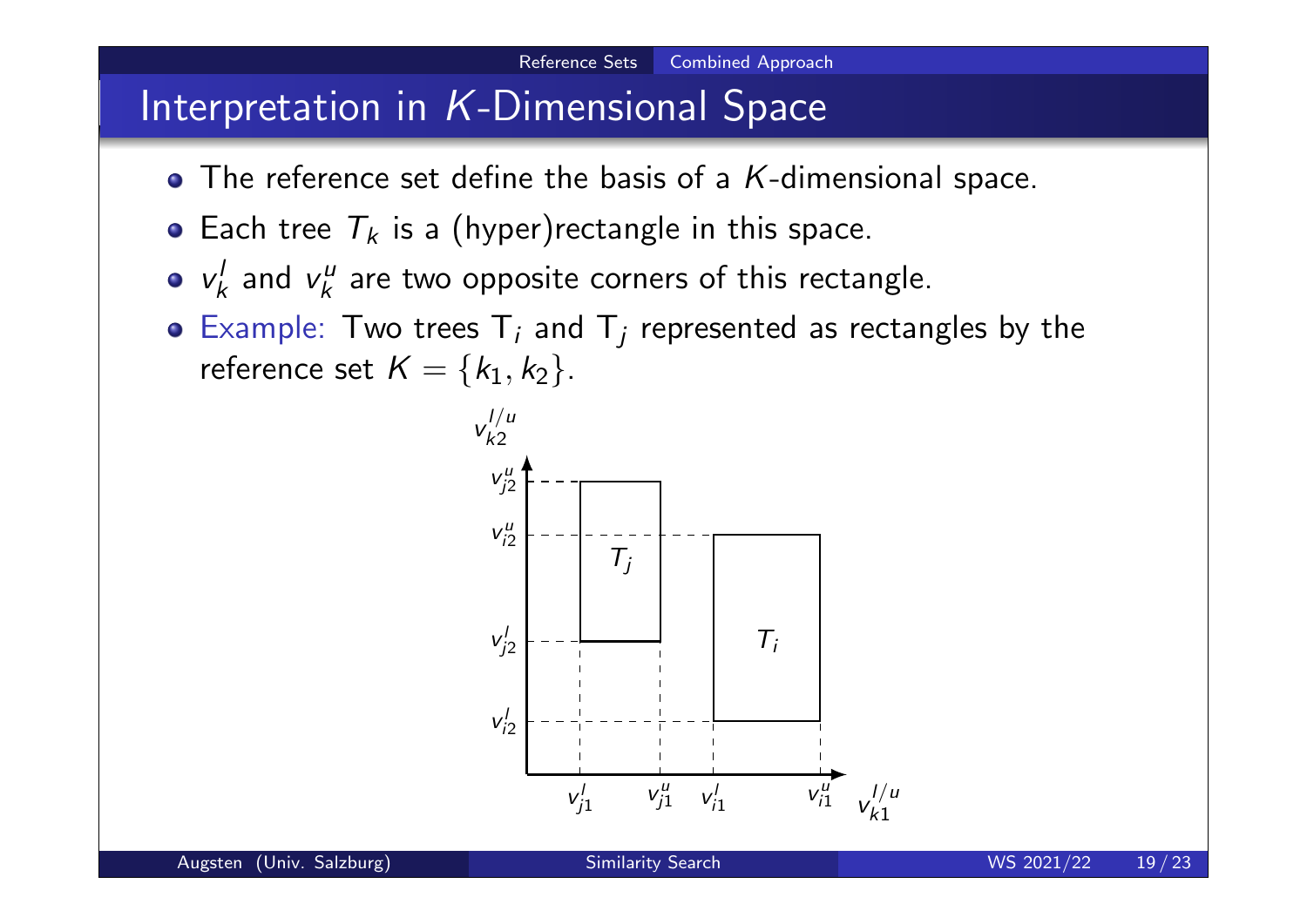# Interpretation in $K$-Dimensional Space

- The reference set define the basis of a $K$-dimensional space.
- Each tree $T_k$ is a (hyper)rectangle in this space.
- $v_k^l$ and $v_k^u$ are two opposite corners of this rectangle.
- Example: Two trees $T_i$ and $T_j$ represented as rectangles by the reference set $K = \{k_1, k_2\}$.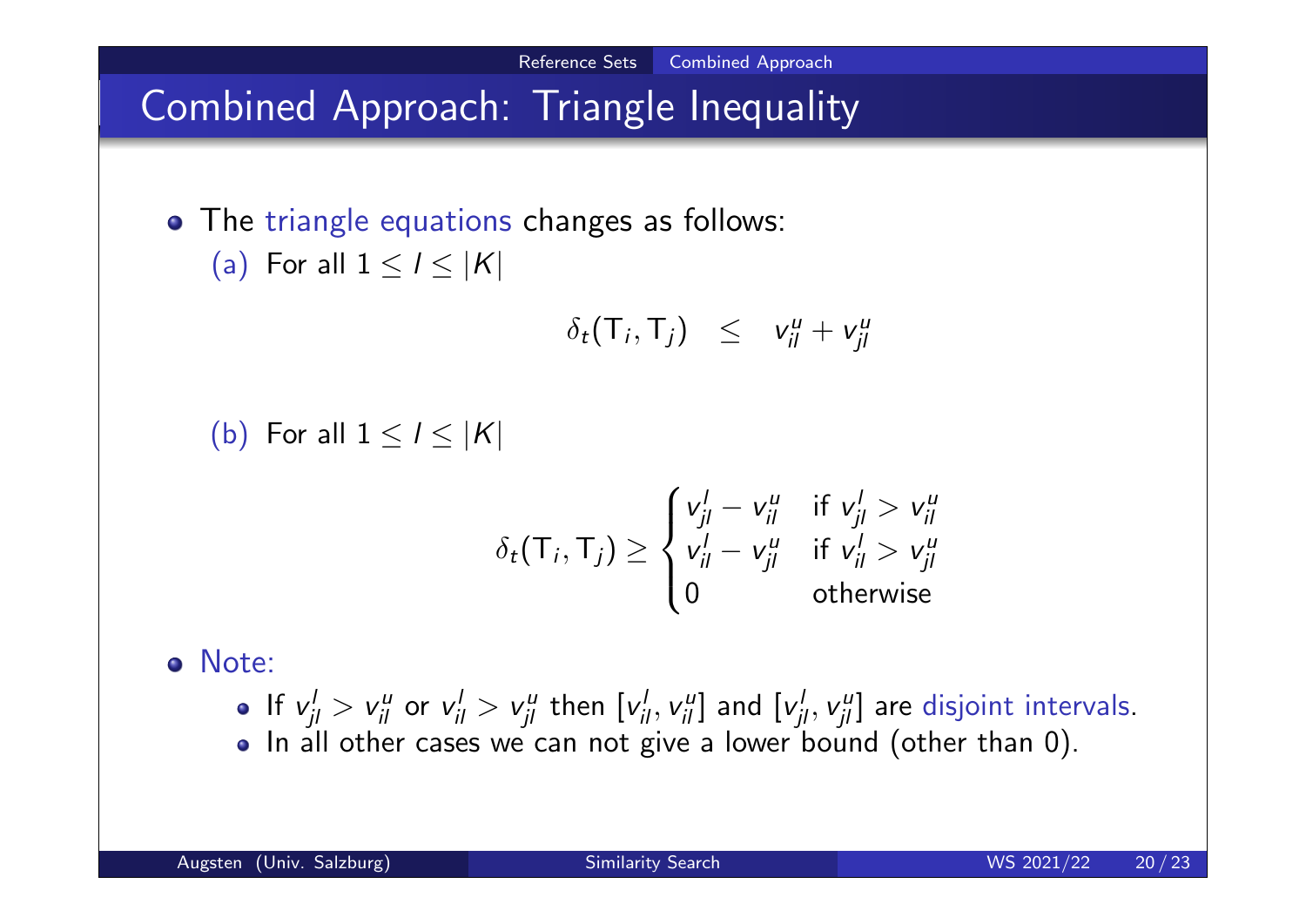# Combined Approach: Triangle Inequality

- The triangle equations changes as follows:
  - (a) For all $1 \leq l \leq |K|$

$$\delta_t(\mathsf{T}_i, \mathsf{T}_j) \quad \leq \quad v^u_{il} + v^u_{jl}$$

  - (b) For all $1 \leq l \leq |K|$

$$\delta_t(\mathsf{T}_i, \mathsf{T}_j) \geq \begin{cases} v^l_{jl} - v^u_{il} & \text{if } v^l_{jl} > v^u_{il} \\ v^l_{il} - v^u_{jl} & \text{if } v^l_{il} > v^u_{jl} \\ 0 & \text{otherwise} \end{cases}$$

- Note:
  - If $v^l_{jl} > v^u_{il}$ or $v^l_{il} > v^u_{jl}$ then $[v^l_{il}, v^u_{il}]$ and $[v^l_{jl}, v^u_{jl}]$ are disjoint intervals.
  - In all other cases we can not give a lower bound (other than 0).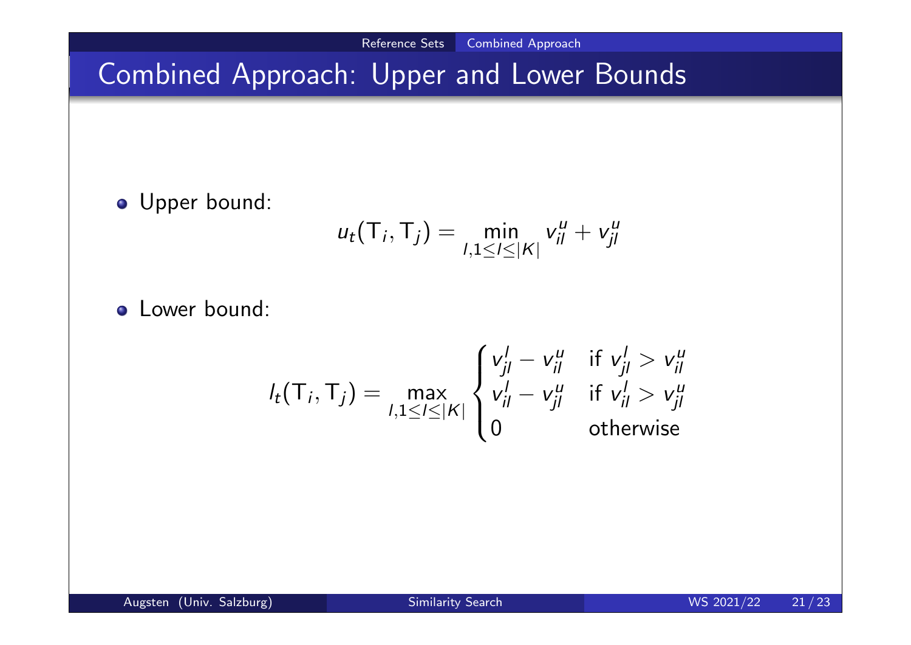# Combined Approach: Upper and Lower Bounds

- Upper bound:

$$u_t(\mathsf{T}_i, \mathsf{T}_j) = \min_{l, 1 \leq l \leq |K|} v_{il}^u + v_{jl}^u$$

- Lower bound:

$$l_t(\mathsf{T}_i, \mathsf{T}_j) = \max_{l, 1 \leq l \leq |K|} \begin{cases} v_{jl}^l - v_{il}^u & \text{if } v_{jl}^l > v_{il}^u \\ v_{il}^l - v_{jl}^u & \text{if } v_{il}^l > v_{jl}^u \\ 0 & \text{otherwise} \end{cases}$$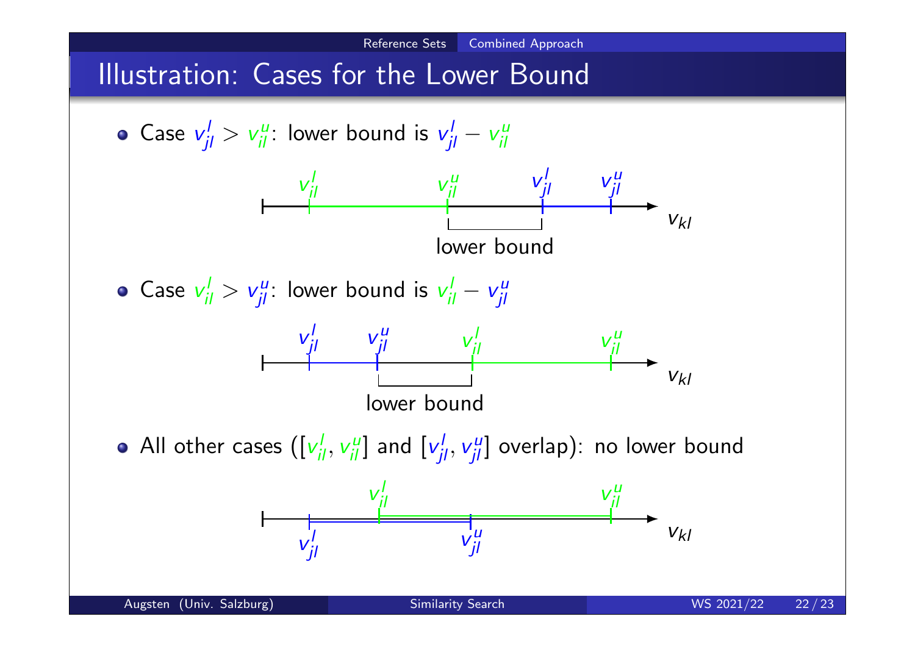# Illustration: Cases for the Lower Bound

- Case $v_{jl}^{l} > v_{il}^{u}$: lower bound is $v_{jl}^{l} - v_{il}^{u}$

- Case $v_{il}^{l} > v_{jl}^{u}$: lower bound is $v_{il}^{l} - v_{jl}^{u}$

- All other cases ($[v_{il}^{l}, v_{il}^{u}]$ and $[v_{jl}^{l}, v_{jl}^{u}]$ overlap): no lower bound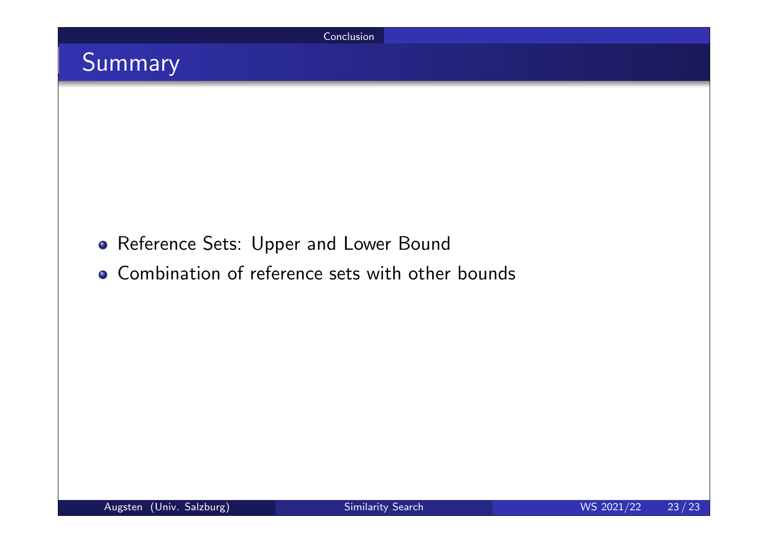## Summary

- Reference Sets: Upper and Lower Bound
- Combination of reference sets with other bounds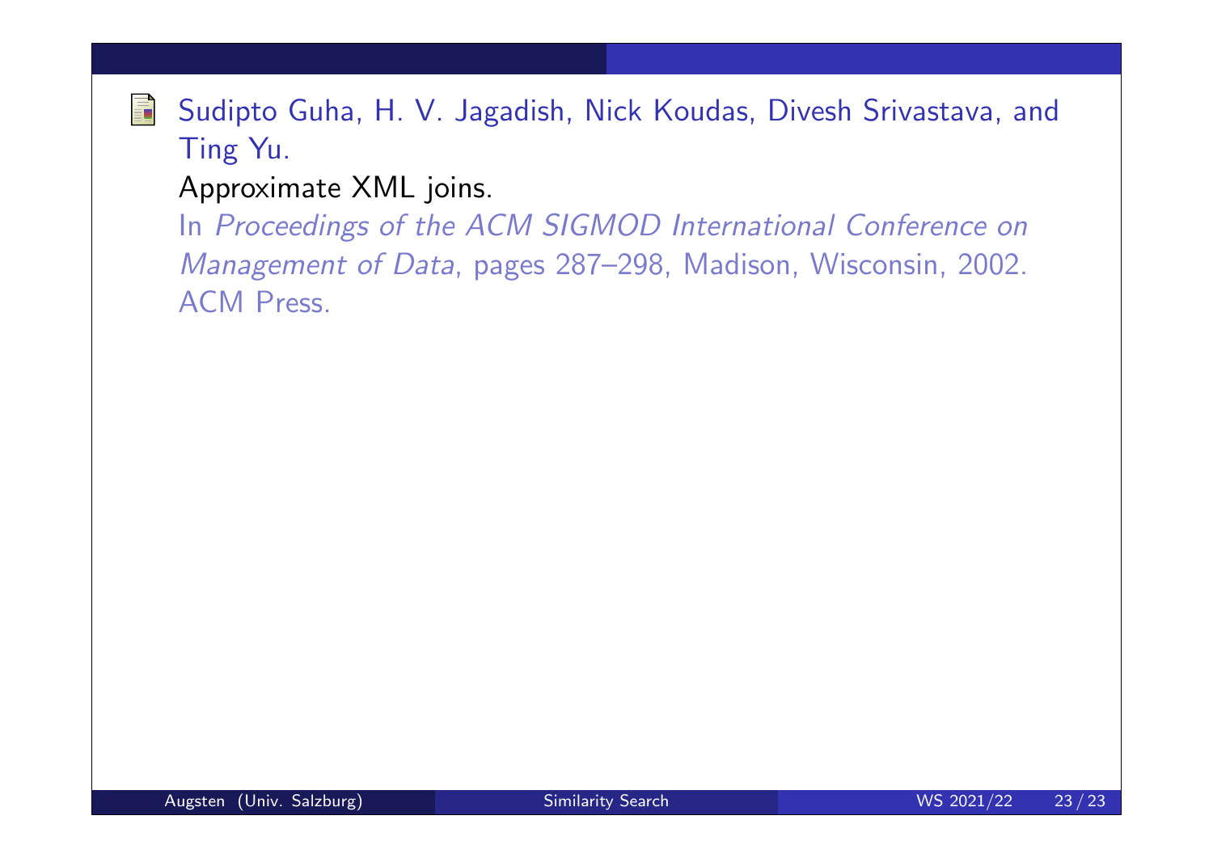Sudipto Guha, H. V. Jagadish, Nick Koudas, Divesh Srivastava, and Ting Yu.
Approximate XML joins.
In *Proceedings of the ACM SIGMOD International Conference on Management of Data*, pages 287–298, Madison, Wisconsin, 2002. ACM Press.